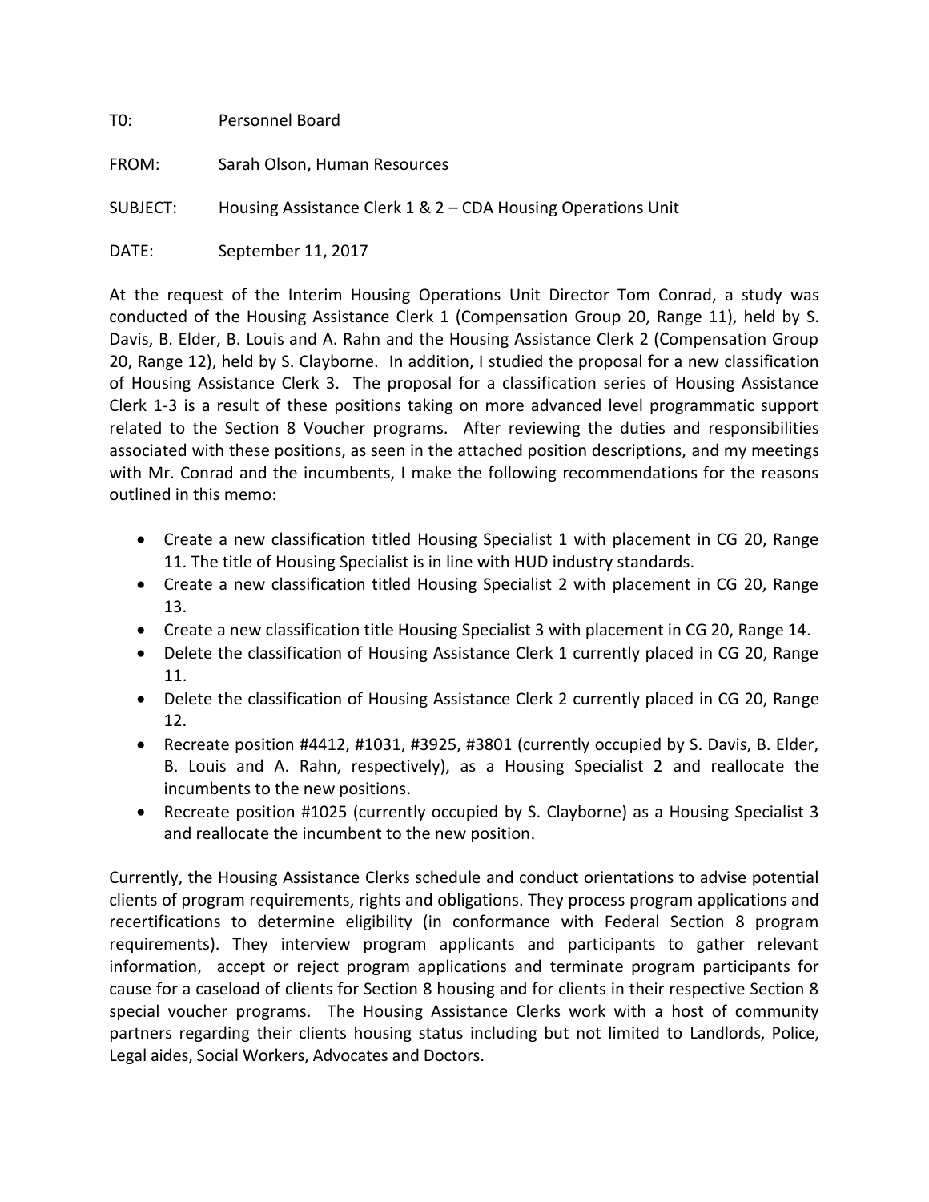T0: Personnel Board

FROM: Sarah Olson, Human Resources

SUBJECT: Housing Assistance Clerk 1 & 2 – CDA Housing Operations Unit

DATE: September 11, 2017

At the request of the Interim Housing Operations Unit Director Tom Conrad, a study was conducted of the Housing Assistance Clerk 1 (Compensation Group 20, Range 11), held by S. Davis, B. Elder, B. Louis and A. Rahn and the Housing Assistance Clerk 2 (Compensation Group 20, Range 12), held by S. Clayborne. In addition, I studied the proposal for a new classification of Housing Assistance Clerk 3. The proposal for a classification series of Housing Assistance Clerk 1-3 is a result of these positions taking on more advanced level programmatic support related to the Section 8 Voucher programs. After reviewing the duties and responsibilities associated with these positions, as seen in the attached position descriptions, and my meetings with Mr. Conrad and the incumbents, I make the following recommendations for the reasons outlined in this memo:

- Create a new classification titled Housing Specialist 1 with placement in CG 20, Range 11. The title of Housing Specialist is in line with HUD industry standards.
- Create a new classification titled Housing Specialist 2 with placement in CG 20, Range 13.
- Create a new classification title Housing Specialist 3 with placement in CG 20, Range 14.
- Delete the classification of Housing Assistance Clerk 1 currently placed in CG 20, Range 11.
- Delete the classification of Housing Assistance Clerk 2 currently placed in CG 20, Range 12.
- Recreate position #4412, #1031, #3925, #3801 (currently occupied by S. Davis, B. Elder, B. Louis and A. Rahn, respectively), as a Housing Specialist 2 and reallocate the incumbents to the new positions.
- Recreate position #1025 (currently occupied by S. Clayborne) as a Housing Specialist 3 and reallocate the incumbent to the new position.

Currently, the Housing Assistance Clerks schedule and conduct orientations to advise potential clients of program requirements, rights and obligations. They process program applications and recertifications to determine eligibility (in conformance with Federal Section 8 program requirements). They interview program applicants and participants to gather relevant information, accept or reject program applications and terminate program participants for cause for a caseload of clients for Section 8 housing and for clients in their respective Section 8 special voucher programs. The Housing Assistance Clerks work with a host of community partners regarding their clients housing status including but not limited to Landlords, Police, Legal aides, Social Workers, Advocates and Doctors.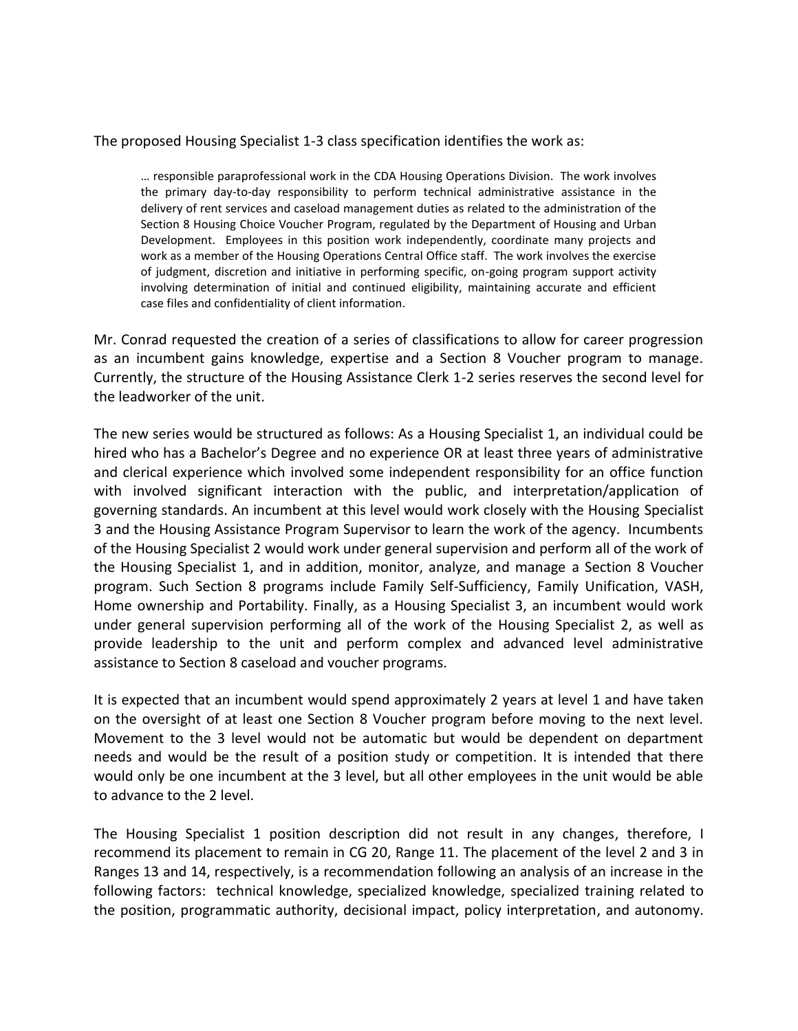The proposed Housing Specialist 1-3 class specification identifies the work as:

> … responsible paraprofessional work in the CDA Housing Operations Division. The work involves the primary day-to-day responsibility to perform technical administrative assistance in the delivery of rent services and caseload management duties as related to the administration of the Section 8 Housing Choice Voucher Program, regulated by the Department of Housing and Urban Development. Employees in this position work independently, coordinate many projects and work as a member of the Housing Operations Central Office staff. The work involves the exercise of judgment, discretion and initiative in performing specific, on-going program support activity involving determination of initial and continued eligibility, maintaining accurate and efficient case files and confidentiality of client information.

Mr. Conrad requested the creation of a series of classifications to allow for career progression as an incumbent gains knowledge, expertise and a Section 8 Voucher program to manage. Currently, the structure of the Housing Assistance Clerk 1-2 series reserves the second level for the leadworker of the unit.

The new series would be structured as follows: As a Housing Specialist 1, an individual could be hired who has a Bachelor's Degree and no experience OR at least three years of administrative and clerical experience which involved some independent responsibility for an office function with involved significant interaction with the public, and interpretation/application of governing standards. An incumbent at this level would work closely with the Housing Specialist 3 and the Housing Assistance Program Supervisor to learn the work of the agency. Incumbents of the Housing Specialist 2 would work under general supervision and perform all of the work of the Housing Specialist 1, and in addition, monitor, analyze, and manage a Section 8 Voucher program. Such Section 8 programs include Family Self-Sufficiency, Family Unification, VASH, Home ownership and Portability. Finally, as a Housing Specialist 3, an incumbent would work under general supervision performing all of the work of the Housing Specialist 2, as well as provide leadership to the unit and perform complex and advanced level administrative assistance to Section 8 caseload and voucher programs.

It is expected that an incumbent would spend approximately 2 years at level 1 and have taken on the oversight of at least one Section 8 Voucher program before moving to the next level. Movement to the 3 level would not be automatic but would be dependent on department needs and would be the result of a position study or competition. It is intended that there would only be one incumbent at the 3 level, but all other employees in the unit would be able to advance to the 2 level.

The Housing Specialist 1 position description did not result in any changes, therefore, I recommend its placement to remain in CG 20, Range 11. The placement of the level 2 and 3 in Ranges 13 and 14, respectively, is a recommendation following an analysis of an increase in the following factors: technical knowledge, specialized knowledge, specialized training related to the position, programmatic authority, decisional impact, policy interpretation, and autonomy.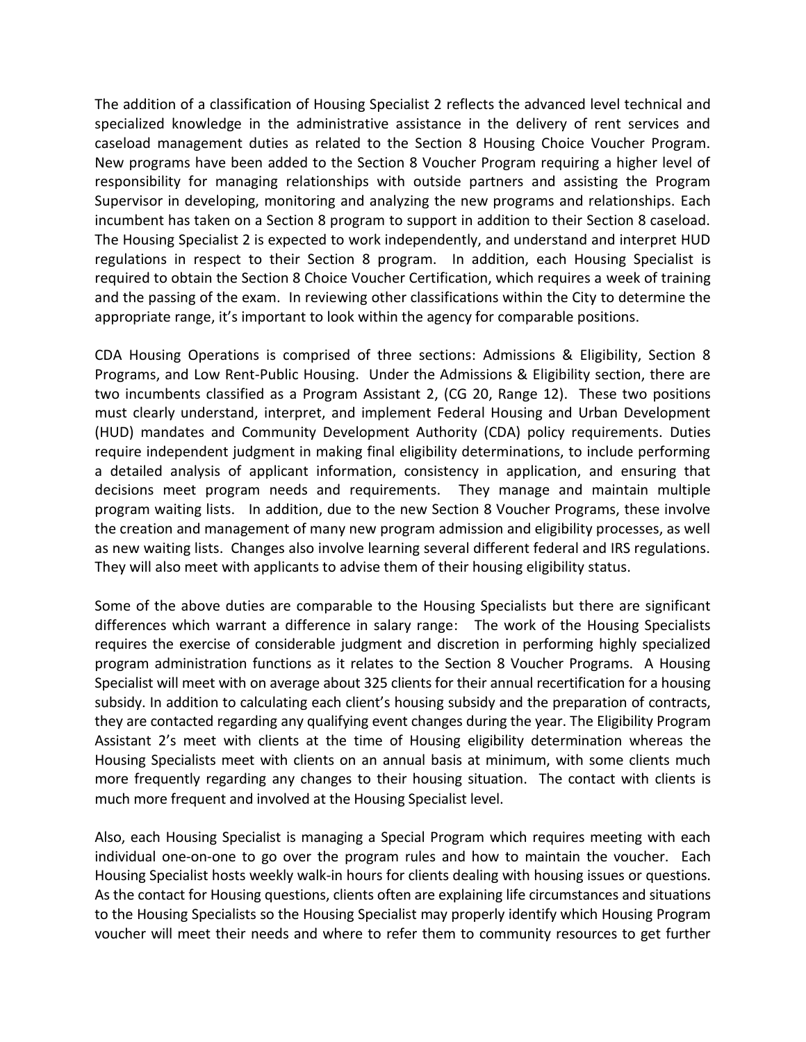The addition of a classification of Housing Specialist 2 reflects the advanced level technical and specialized knowledge in the administrative assistance in the delivery of rent services and caseload management duties as related to the Section 8 Housing Choice Voucher Program. New programs have been added to the Section 8 Voucher Program requiring a higher level of responsibility for managing relationships with outside partners and assisting the Program Supervisor in developing, monitoring and analyzing the new programs and relationships. Each incumbent has taken on a Section 8 program to support in addition to their Section 8 caseload. The Housing Specialist 2 is expected to work independently, and understand and interpret HUD regulations in respect to their Section 8 program. In addition, each Housing Specialist is required to obtain the Section 8 Choice Voucher Certification, which requires a week of training and the passing of the exam. In reviewing other classifications within the City to determine the appropriate range, it's important to look within the agency for comparable positions.

CDA Housing Operations is comprised of three sections: Admissions & Eligibility, Section 8 Programs, and Low Rent-Public Housing. Under the Admissions & Eligibility section, there are two incumbents classified as a Program Assistant 2, (CG 20, Range 12). These two positions must clearly understand, interpret, and implement Federal Housing and Urban Development (HUD) mandates and Community Development Authority (CDA) policy requirements. Duties require independent judgment in making final eligibility determinations, to include performing a detailed analysis of applicant information, consistency in application, and ensuring that decisions meet program needs and requirements. They manage and maintain multiple program waiting lists. In addition, due to the new Section 8 Voucher Programs, these involve the creation and management of many new program admission and eligibility processes, as well as new waiting lists. Changes also involve learning several different federal and IRS regulations. They will also meet with applicants to advise them of their housing eligibility status.

Some of the above duties are comparable to the Housing Specialists but there are significant differences which warrant a difference in salary range: The work of the Housing Specialists requires the exercise of considerable judgment and discretion in performing highly specialized program administration functions as it relates to the Section 8 Voucher Programs. A Housing Specialist will meet with on average about 325 clients for their annual recertification for a housing subsidy. In addition to calculating each client's housing subsidy and the preparation of contracts, they are contacted regarding any qualifying event changes during the year. The Eligibility Program Assistant 2's meet with clients at the time of Housing eligibility determination whereas the Housing Specialists meet with clients on an annual basis at minimum, with some clients much more frequently regarding any changes to their housing situation. The contact with clients is much more frequent and involved at the Housing Specialist level.

Also, each Housing Specialist is managing a Special Program which requires meeting with each individual one-on-one to go over the program rules and how to maintain the voucher. Each Housing Specialist hosts weekly walk-in hours for clients dealing with housing issues or questions. As the contact for Housing questions, clients often are explaining life circumstances and situations to the Housing Specialists so the Housing Specialist may properly identify which Housing Program voucher will meet their needs and where to refer them to community resources to get further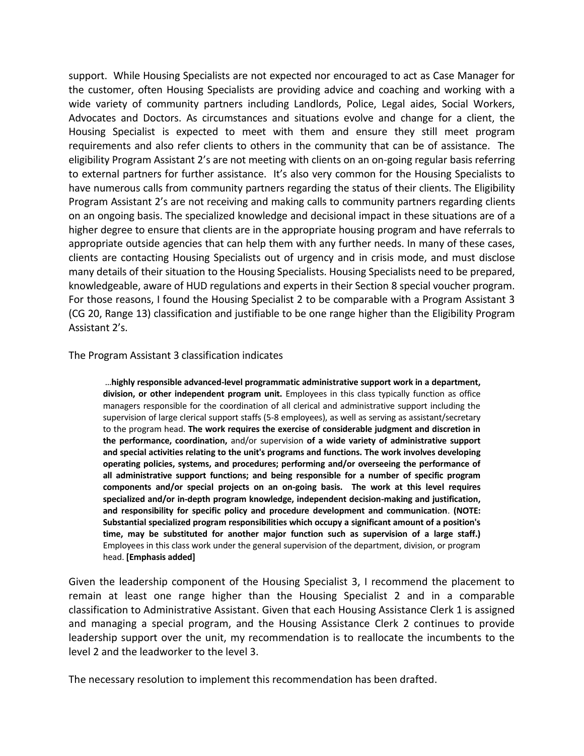support. While Housing Specialists are not expected nor encouraged to act as Case Manager for the customer, often Housing Specialists are providing advice and coaching and working with a wide variety of community partners including Landlords, Police, Legal aides, Social Workers, Advocates and Doctors. As circumstances and situations evolve and change for a client, the Housing Specialist is expected to meet with them and ensure they still meet program requirements and also refer clients to others in the community that can be of assistance. The eligibility Program Assistant 2's are not meeting with clients on an on-going regular basis referring to external partners for further assistance. It's also very common for the Housing Specialists to have numerous calls from community partners regarding the status of their clients. The Eligibility Program Assistant 2's are not receiving and making calls to community partners regarding clients on an ongoing basis. The specialized knowledge and decisional impact in these situations are of a higher degree to ensure that clients are in the appropriate housing program and have referrals to appropriate outside agencies that can help them with any further needs. In many of these cases, clients are contacting Housing Specialists out of urgency and in crisis mode, and must disclose many details of their situation to the Housing Specialists. Housing Specialists need to be prepared, knowledgeable, aware of HUD regulations and experts in their Section 8 special voucher program. For those reasons, I found the Housing Specialist 2 to be comparable with a Program Assistant 3 (CG 20, Range 13) classification and justifiable to be one range higher than the Eligibility Program Assistant 2's.

The Program Assistant 3 classification indicates

> …**highly responsible advanced-level programmatic administrative support work in a department, division, or other independent program unit.** Employees in this class typically function as office managers responsible for the coordination of all clerical and administrative support including the supervision of large clerical support staffs (5-8 employees), as well as serving as assistant/secretary to the program head. **The work requires the exercise of considerable judgment and discretion in the performance, coordination,** and/or supervision **of a wide variety of administrative support and special activities relating to the unit's programs and functions. The work involves developing operating policies, systems, and procedures; performing and/or overseeing the performance of all administrative support functions; and being responsible for a number of specific program components and/or special projects on an on-going basis. The work at this level requires specialized and/or in-depth program knowledge, independent decision-making and justification, and responsibility for specific policy and procedure development and communication**. **(NOTE: Substantial specialized program responsibilities which occupy a significant amount of a position's time, may be substituted for another major function such as supervision of a large staff.)** Employees in this class work under the general supervision of the department, division, or program head. **[Emphasis added]**

Given the leadership component of the Housing Specialist 3, I recommend the placement to remain at least one range higher than the Housing Specialist 2 and in a comparable classification to Administrative Assistant. Given that each Housing Assistance Clerk 1 is assigned and managing a special program, and the Housing Assistance Clerk 2 continues to provide leadership support over the unit, my recommendation is to reallocate the incumbents to the level 2 and the leadworker to the level 3.

The necessary resolution to implement this recommendation has been drafted.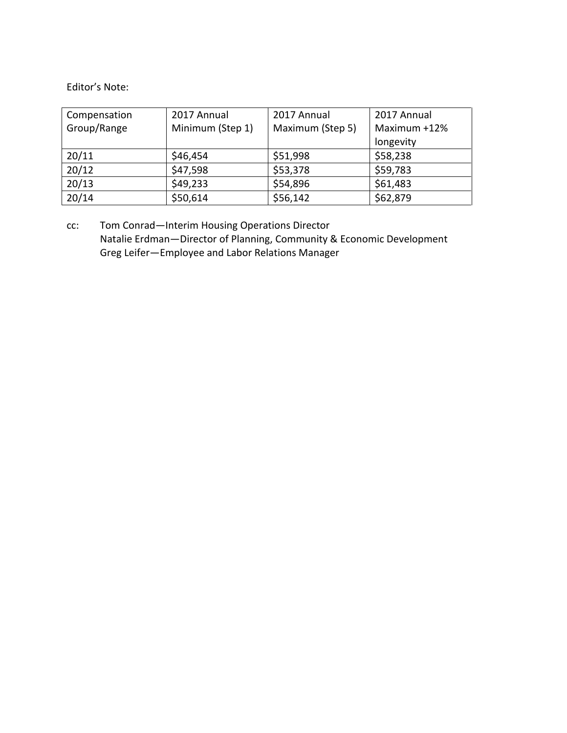Editor's Note:

| Compensation Group/Range | 2017 Annual Minimum (Step 1) | 2017 Annual Maximum (Step 5) | 2017 Annual Maximum +12% longevity |
|---|---|---|---|
| 20/11 | $46,454 | $51,998 | $58,238 |
| 20/12 | $47,598 | $53,378 | $59,783 |
| 20/13 | $49,233 | $54,896 | $61,483 |
| 20/14 | $50,614 | $56,142 | $62,879 |

cc: Tom Conrad—Interim Housing Operations Director
Natalie Erdman—Director of Planning, Community & Economic Development
Greg Leifer—Employee and Labor Relations Manager